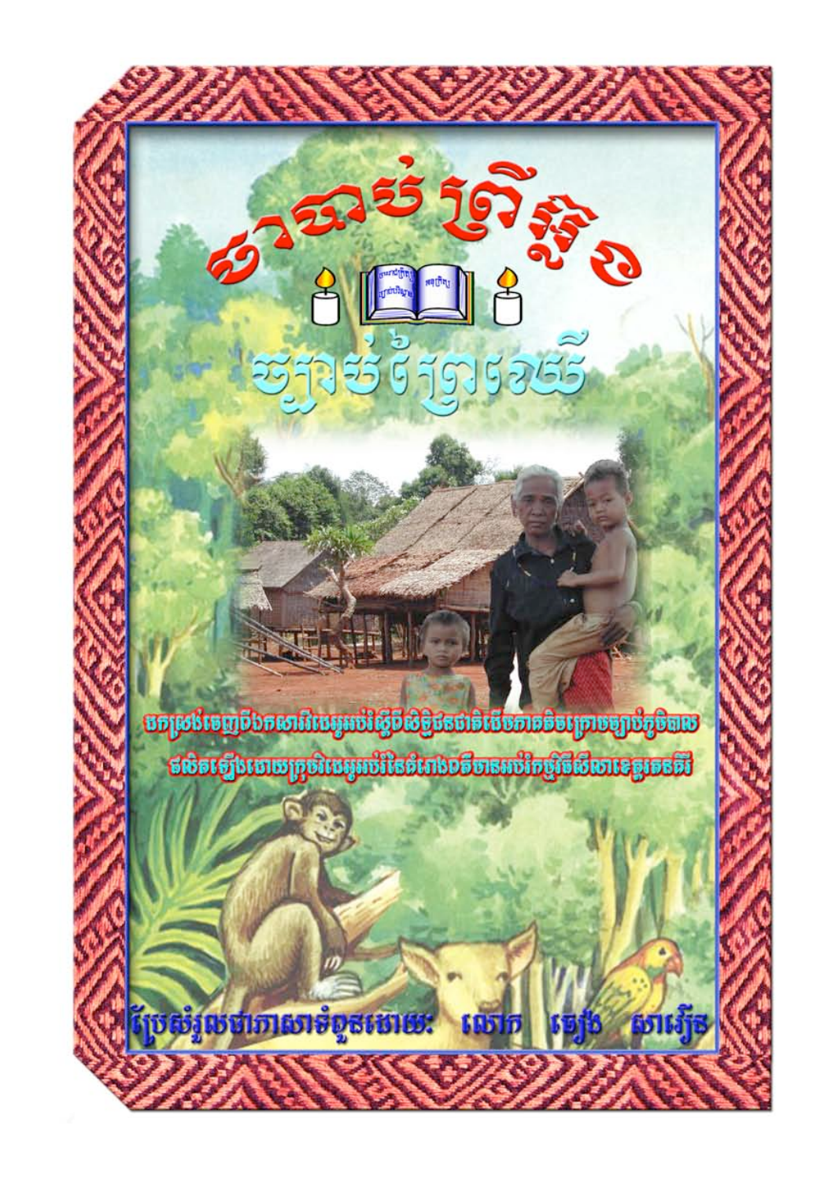# ខារាប់ព្រឹត្តិ ១

# ច្បាប់ព្រៃឈើ

ដកស្រង់ចេញពីឯកសារអប់រំស្តីពីសិទ្ធិជនជាតិដើមភាគតិចក្រោមច្បាប់ភូមិបាល

ផលិតឡើងដោយក្រុមអប់រំនៃគំរោងឧត្តមអប់រំកម្មវិធីសីលាខេត្តរតនគិរី

ប្រែសម្រួលជាភាសាទំពួនដោយៈ លោក ខៀង សារឿន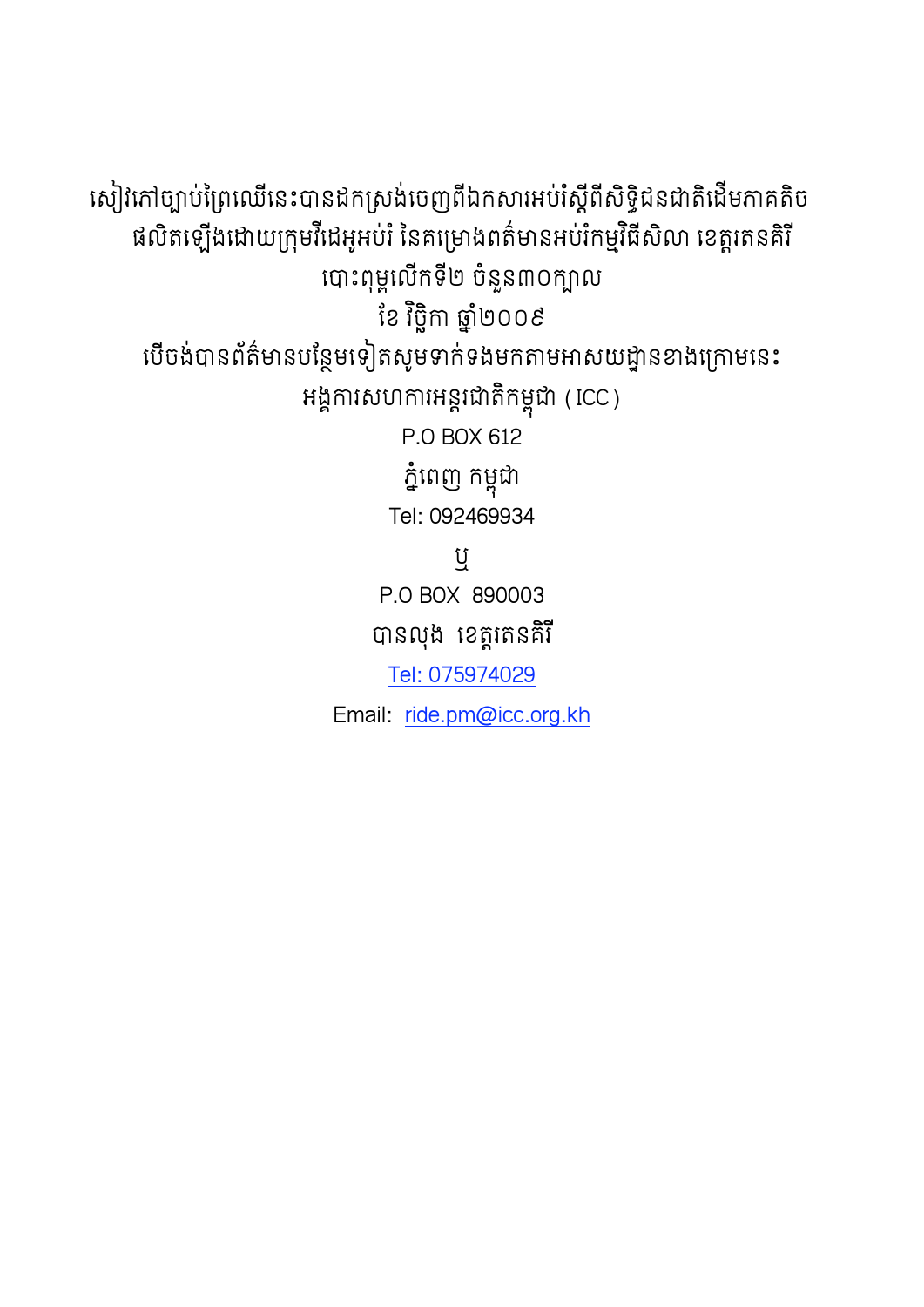សៀវភៅច្បាប់ព្រៃឈើនេះបានដកស្រង់ចេញពីឯកសារអប់រំស្តីពីសិទ្ធិជនជាតិដើមភាគតិច ផលិតឡើងដោយក្រុមរីដេអូអប់រំ នៃគម្រោងពត៌មានអប់រំកម្មវិធីសិលា ខេត្តរតនគិរី

បោះពុម្ពលើកទី២ ចំនួន៣០ក្បាល

ខែ វិច្ឆិកា ឆ្នាំ២០០៩

បើចង់បានព័ត៌មានបន្ថែមទៀតសូមទាក់ទងមកតាមអាសយដ្ឋានខាងក្រោមនេះ

អង្គការសហការអន្តរជាតិកម្ពុជា (ICC)

P.O BOX 612

ភ្នំពេញ កម្ពុជា

Tel: 092469934

ឬ

P.O BOX 890003

បានលុង ខេត្តរតនគិរី

Tel: 075974029

Email: ride.pm@icc.org.kh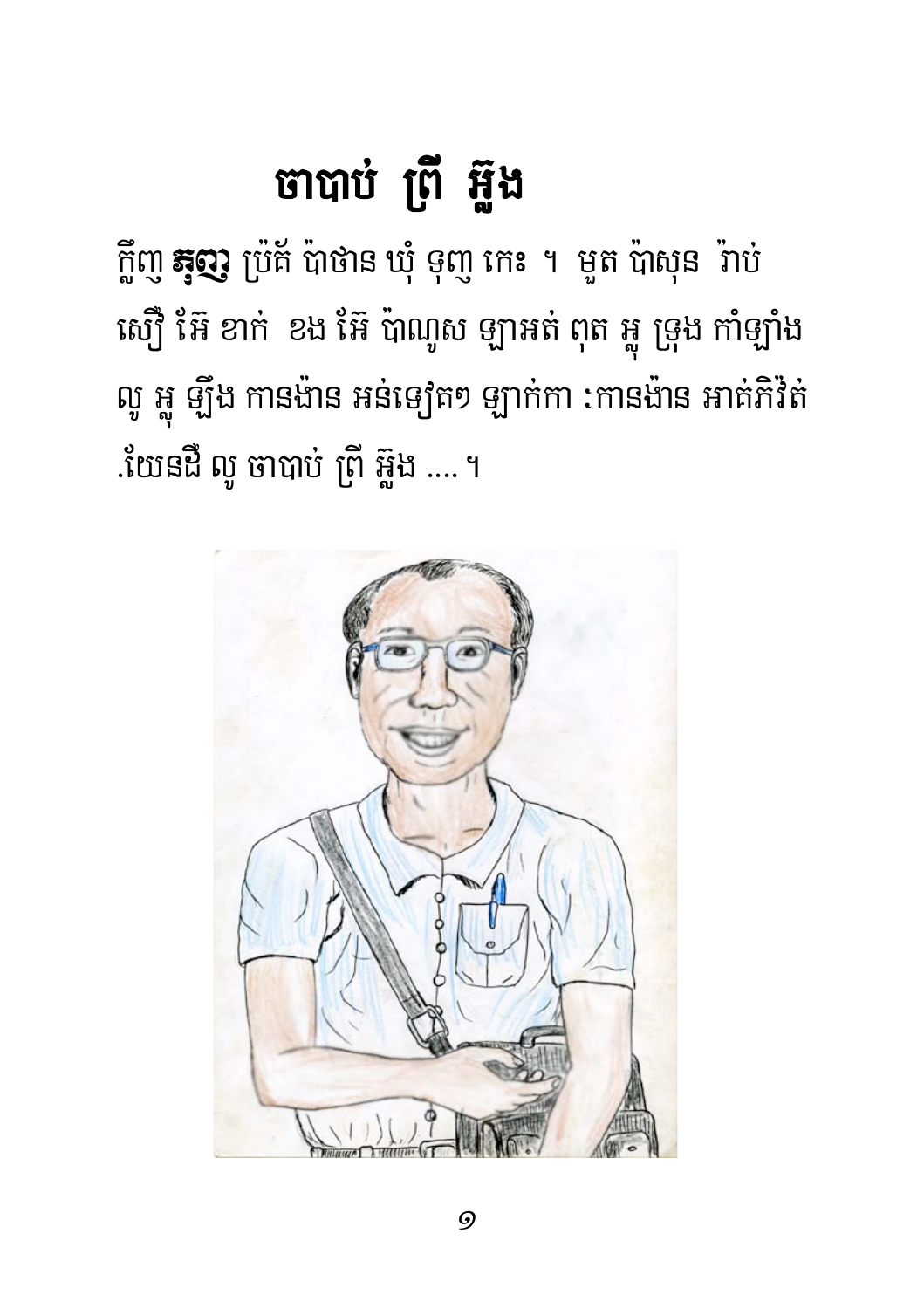# ចាបាប់ ព្រី អ៊្លូង

ក្លឹញ **ត្មូញ** ប្រ៉ក ប៉ាថាន ឃុំ ទុញ កេះ ។ មួត ប៉ាសុន វ៉ាប់ សឿ អ៊ែ ខាក់ ខង អ៊ែ ប៉ាណូស ឡាអត់ ពុត អ្នុ ទ្រុង កាំឡាំង លូ អ្នុ ឡឹង កានង៉ាន អន់ទៀត​ៗ ឡាក់កា ៈកានង៉ាន អាត់ភិវ៉ត់ .យ៉ៃនជឺ លូ ចាបាប់ ព្រី អ៊្លូង ....។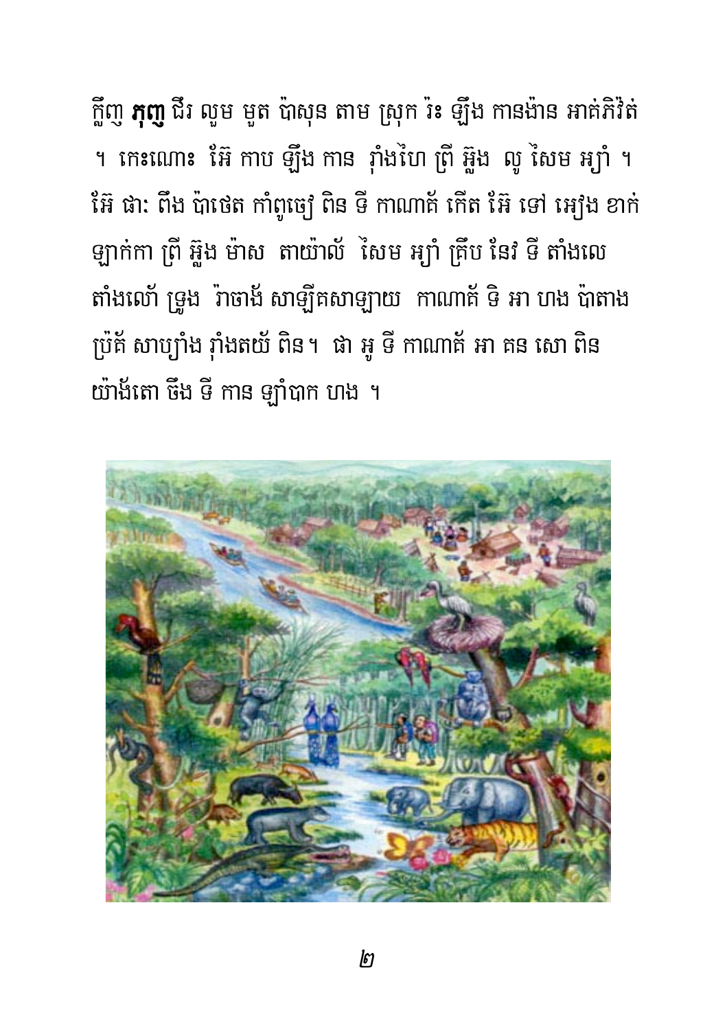ក្លឹញ **ភុញ** ជីវ លួម មួត ប៉ាសុន តាម ស្រុក រ៉ះ ឡឹង កានង៉ាន អាត់ភិរ៉ៃត់ ។ កេះណោះ អ៊ែ កាប ឡឹង កាន រ៉ាំងហៃ ព្រៃ អ៊្លួង លូ សៃម អ្យាំ ។ អ៊ែ ផាៈ ពឹង ប៉ាថេត កាំពូចៀ ពិន ទី កាណាត៍ កើត អ៊ែ ទៅ អៀង ខាក់ ឡាក់កា ព្រៃ អ៊្លួង ម៉ាស តាយ៉ាល័ សៃម អ្យាំ គ្រឹប នៃវ ទី តាំងលេ តាំងលៅ ទ្រួង រ៉ាចាង៍ សាឡឹគសាឡាយ កាណាត៍ ទិ អា ហង ប៉ាតាង ប្រ៉ត៍ សាប្យាំង រ៉ាំងតយ៉ ពិន។ ផា អូ ទី កាណាត៍ អា គន សោ ពិន យ៉ាង៍តោ ចឹង ទី កាន ឡាំបាក ហង ។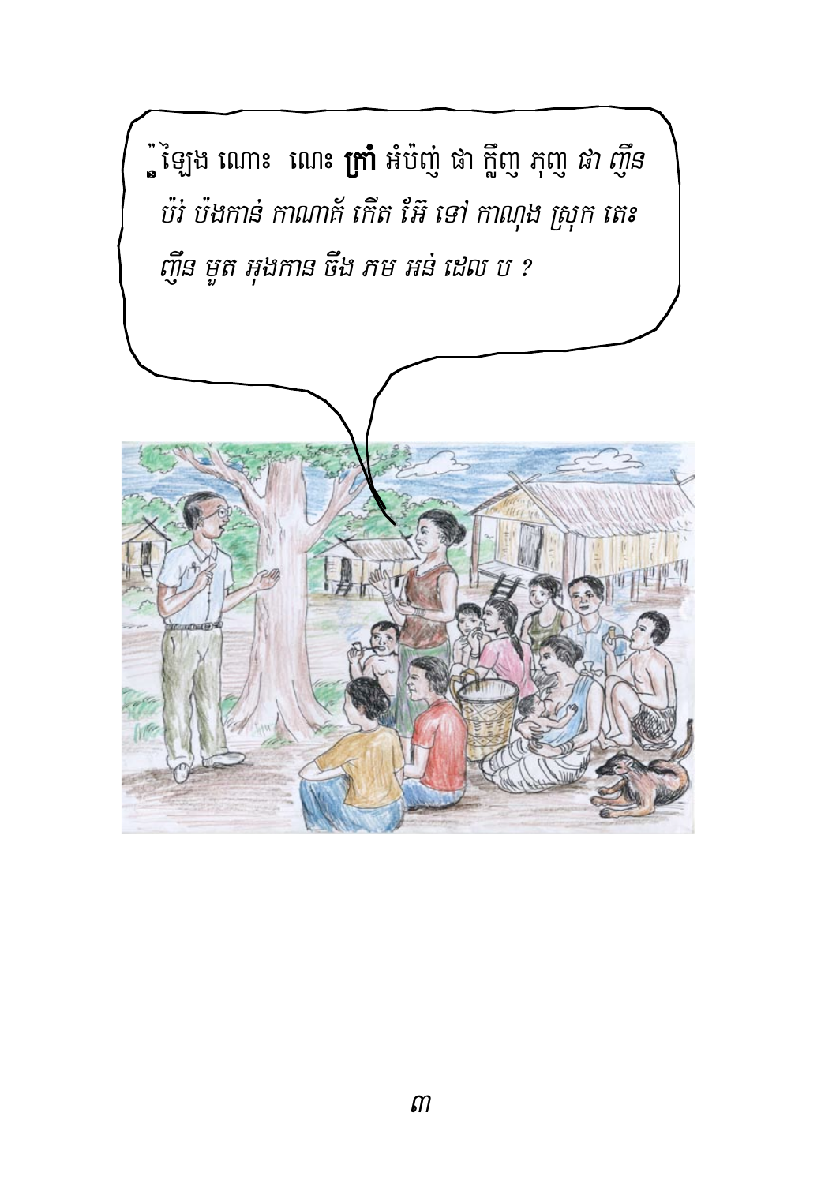“ឡែង ណោះ ណោះ **ក្រាំ** អំប៉ញ់ ផា ក្លីញ ភុញ ផា ញ៉ីន ប៉រ់ ប៉ងកាន់ កាណាត់ កើត អ៊ែ ទៅ កាណុង ស្រុក តេះ ញ៉ីន មួត អុងកាន ចឹង ភម អន់ ដេល ប ?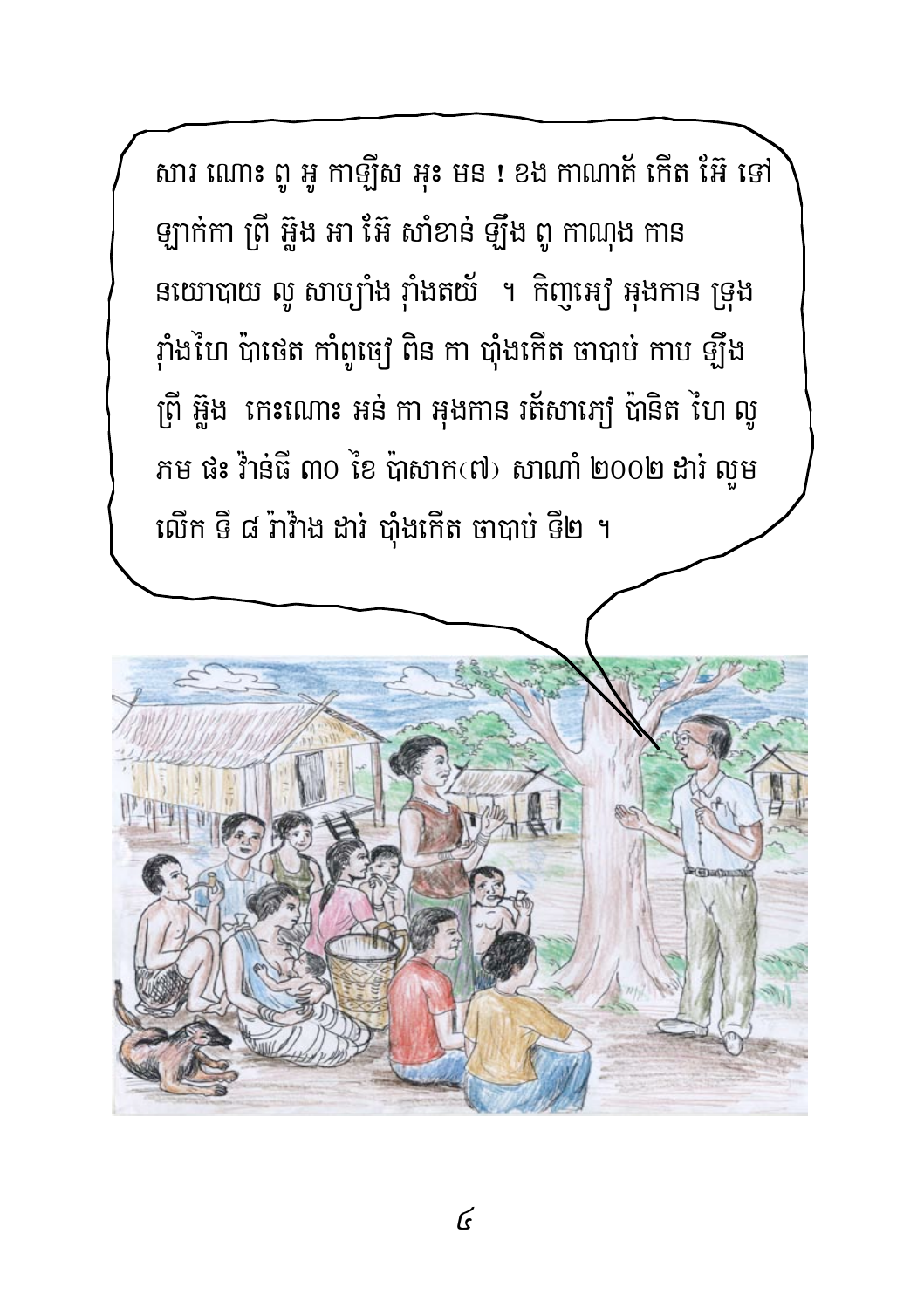សារ ណោះ ពូ អូ កាឡឹស អុះ មន ! ខង កាណាត់ កើត អ៊ែ ទៅ ឡាក់កា ព្រី អ៊្លូង អា អ៊ែ សាំខាន់ ឡឹង ពូ កាណុង កាន នយោបាយ លូ សាបៀាំង វ៉ាំងតយ័ ។ កិញអៀ អុងកាន ទ្រុង វ៉ាំងហៃ ប៉ាថេត កាំពូចៀ ពិន កា បុំងកើត ចាបាប់ កាប ឡឹង ព្រី អ៊្លូង កេះណោះ អន់ កា អុងកាន រត័សាភៀ ប៉ានិត ហៃ លូ ភម ផះ វ៉ាន់ធី ៣០ ខៃ ប៉ាសាក(៧) សាណាំ ២០០២ ដារ់ លួម លើក ទី ៨ វ៉ារ៉ាង ដារ់ បុំងកើត ចាបាប់ ទី២ ។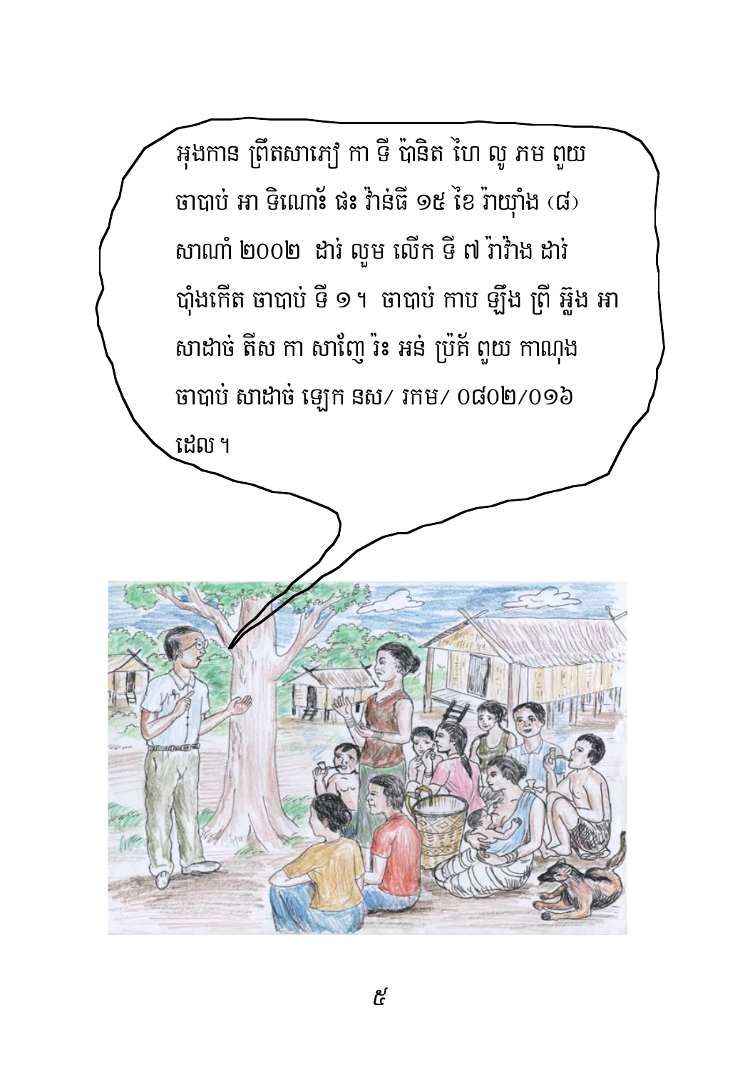អុងកាន ព្រឹតសាភៀ កា ទី ប៉ានិត ហៃ លូ ភម ពួយ ចាបាប់ អា ទិណោះ ផះ វ៉ាន់ធី ១៥ ខៃ វ៉ាយ៉ាំង (៨) សាណាំ ២០០២ ដាវ់ លួម លើក ទី ៧ វ៉ាវ៉ាង ដាវ់ ប៉ាំងកើត ចាបាប់ ទី ១។ ចាបាប់ កាប ឡឹង ព្រី អ៊្លង អា សាដាច់ តីស កា សាញ៉ៃ វ៉ះ អន់ ប្រ៉ត័ ពួយ កាណុង ចាបាប់ សាដាច់ ឡេក នស/ រកម/ ០៨០២/០១៦ ដេល។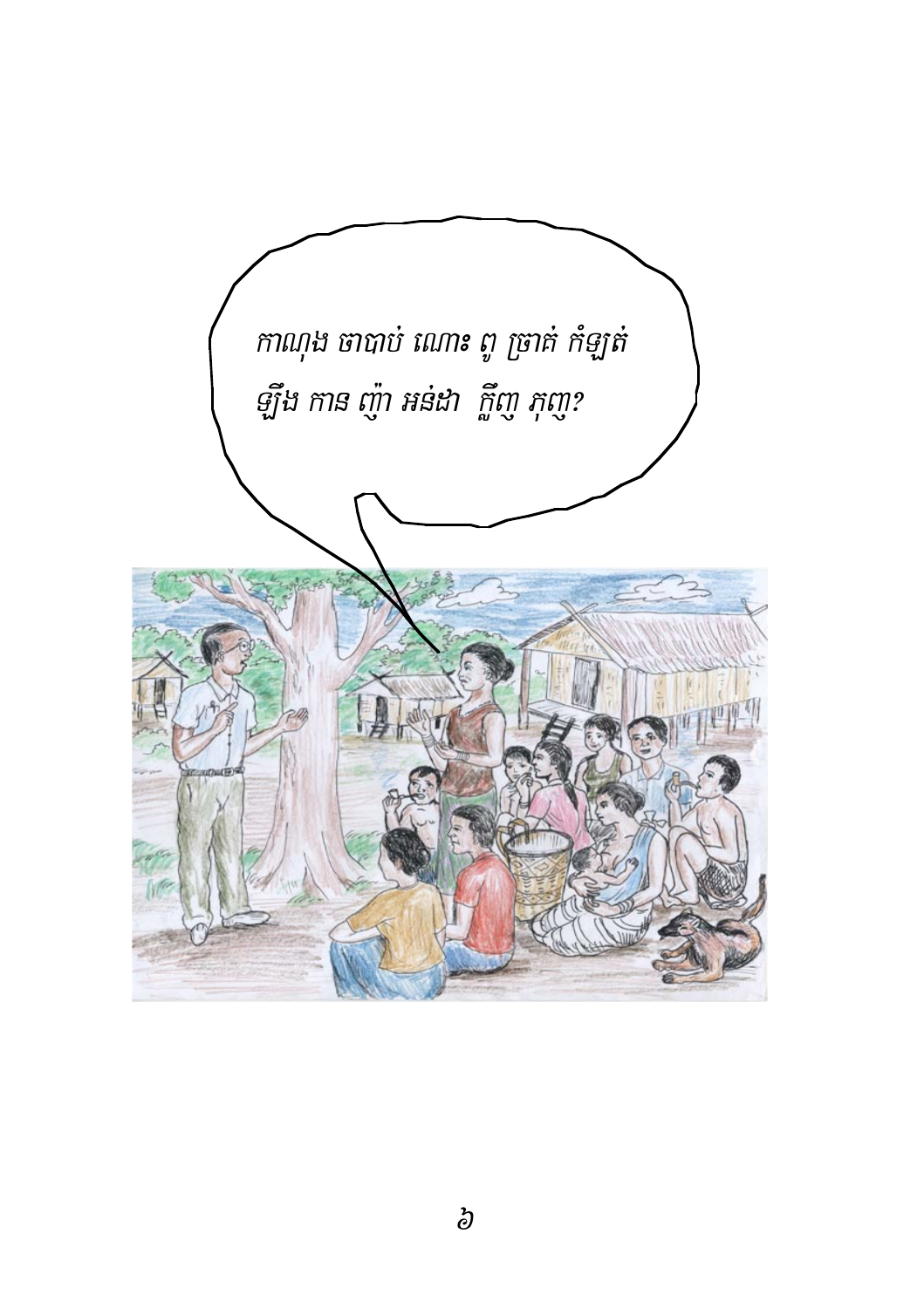កាណុង ចាបាប់ ណោះ ពូ ច្រាត់ កំឡត់
ឡឹង កាន ញ៉ា អន់ដា ក្លឹញ ភុញ?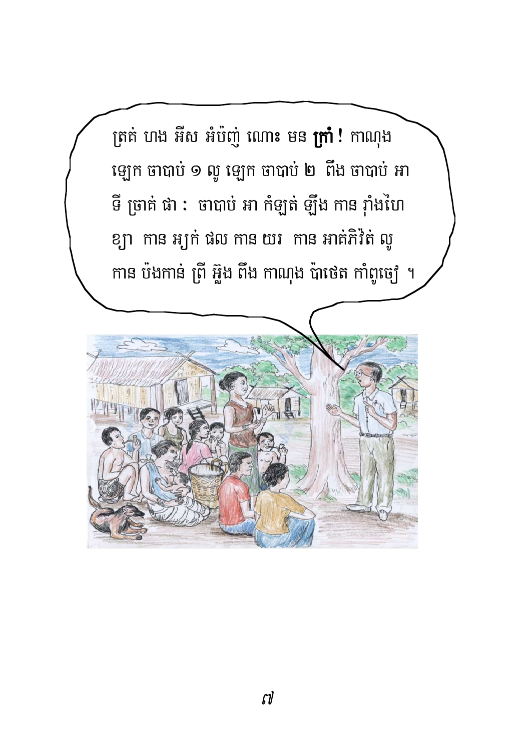ត្រត់ ហង អីស អំប៉ញ់ ណោះ មន **ក្រាំ !** កាណុង ឡេក ចាបាប់ ១ លូ ឡេក ចាបាប់ ២ ពឹង ចាបាប់ អា ទី ច្រាត់ ផា : ចាបាប់ អា កំឡត់ ឡឹង កាន រ៉ាំងហៃ ខ្យា កាន អ្យក់ ផល កាន យរ កាន អាត់ភិរ៉ៃត់ លូ កាន ប៉ងកាន់ ព្រី អ៊្លង ពឹង កាណុង ប៉ាថេត កាំពូចៀ ។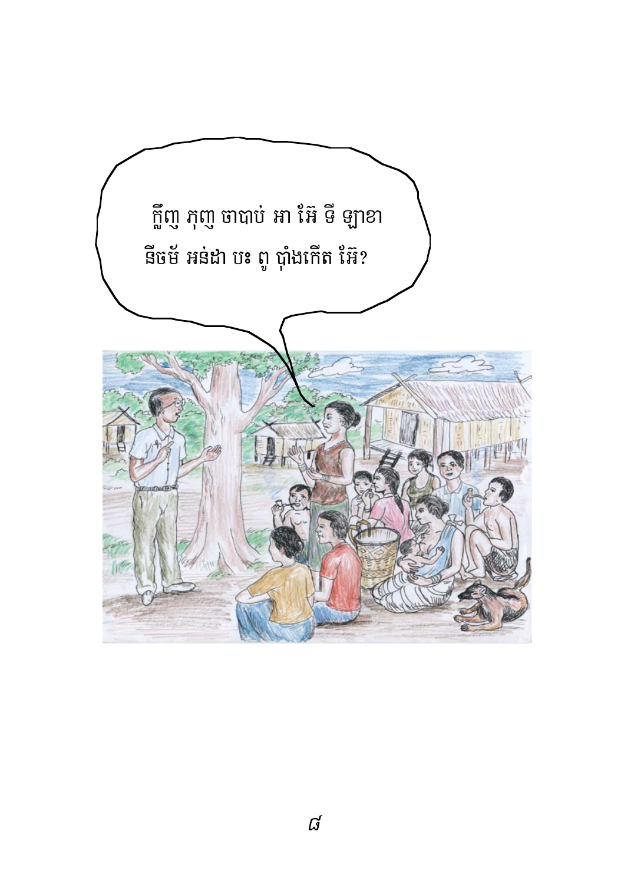ក្លឹញ ភុញ ចាបាប់ អា អ៊ែ ទី ឡាខា
នីចម័ អន់ដា បះ ពូ ប៉ាំងកើត អ៊ែ?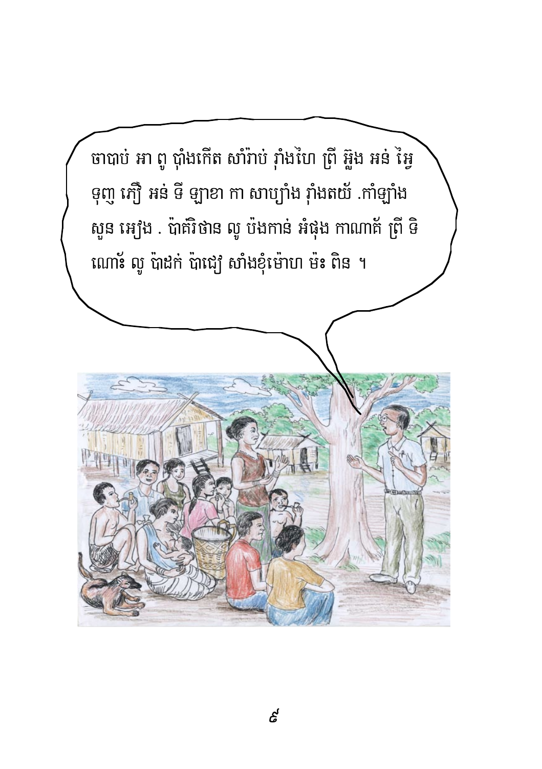ចាបាប់ អា ពូ ប៉ាំងកើត សាំរ៉ាប់ រ៉ាំងហៃ ព្រី អ៊្លូង អន់ អ៊ៃ្វ ទុញ ភ្មើ អន់ ទី ឡាខា កា សាប្យ៉ាំង រ៉ាំងតយ៉ .កាំឡ្យាំង សួន អៀង . ប៉ាគ៌រិថាន លូ ប៉ងកាន់ អំផុង កាណាគ័ ព្រី ទិ ណោះ លូ ប៉ាដក់ ប៉ាជៀ សាំងខុំម៉ោហ ម៉ះ ពិន ។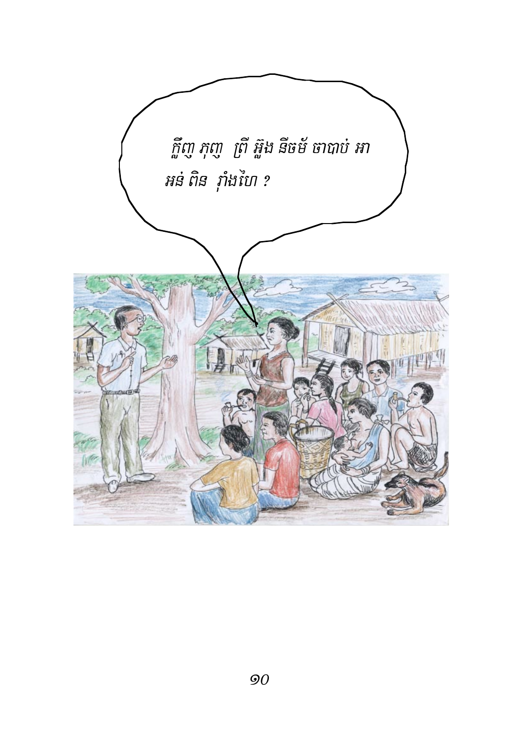ក្លឹញ ភុញ ព្រី អ្លួង នីចម័ ចាបាប់ អា
អន់ ពិន រាំងហៃ ?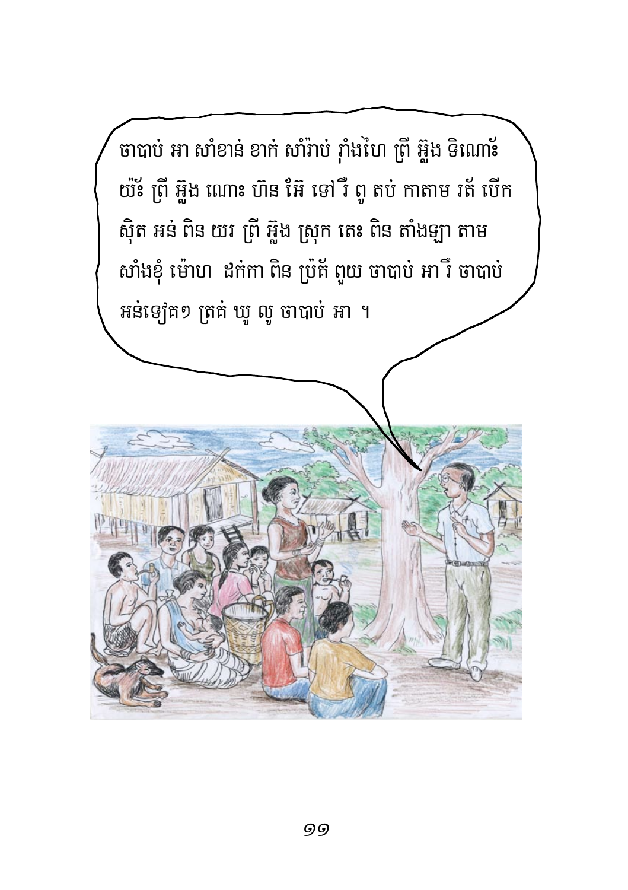ចាបាប់ អា សាំខាន់ ខាក់ សាំរ៉ាប់ រ៉ាំងហៃ ព្រី អ៊្លួង ទិណោះ យ៉ាំ ព្រី អ៊្លួង ណោះ ហ៊ន អ៊ែ ទៅ រឺ ពូ តប់ កាតាម រត័ បើក ស៊ិត អន់ ពិន យរ ព្រី អ៊្លួង ស្រុក តេះ ពិន តាំងឡា តាម សាំងខ៉ុ ម៉ោហ ដក់កា ពិន ប្រ៉ត័ ពួយ ចាបាប់ អា រឺ ចាបាប់ អន់ទៀត១ ត្រគ់ ឃូ លូ ចាបាប់ អា ។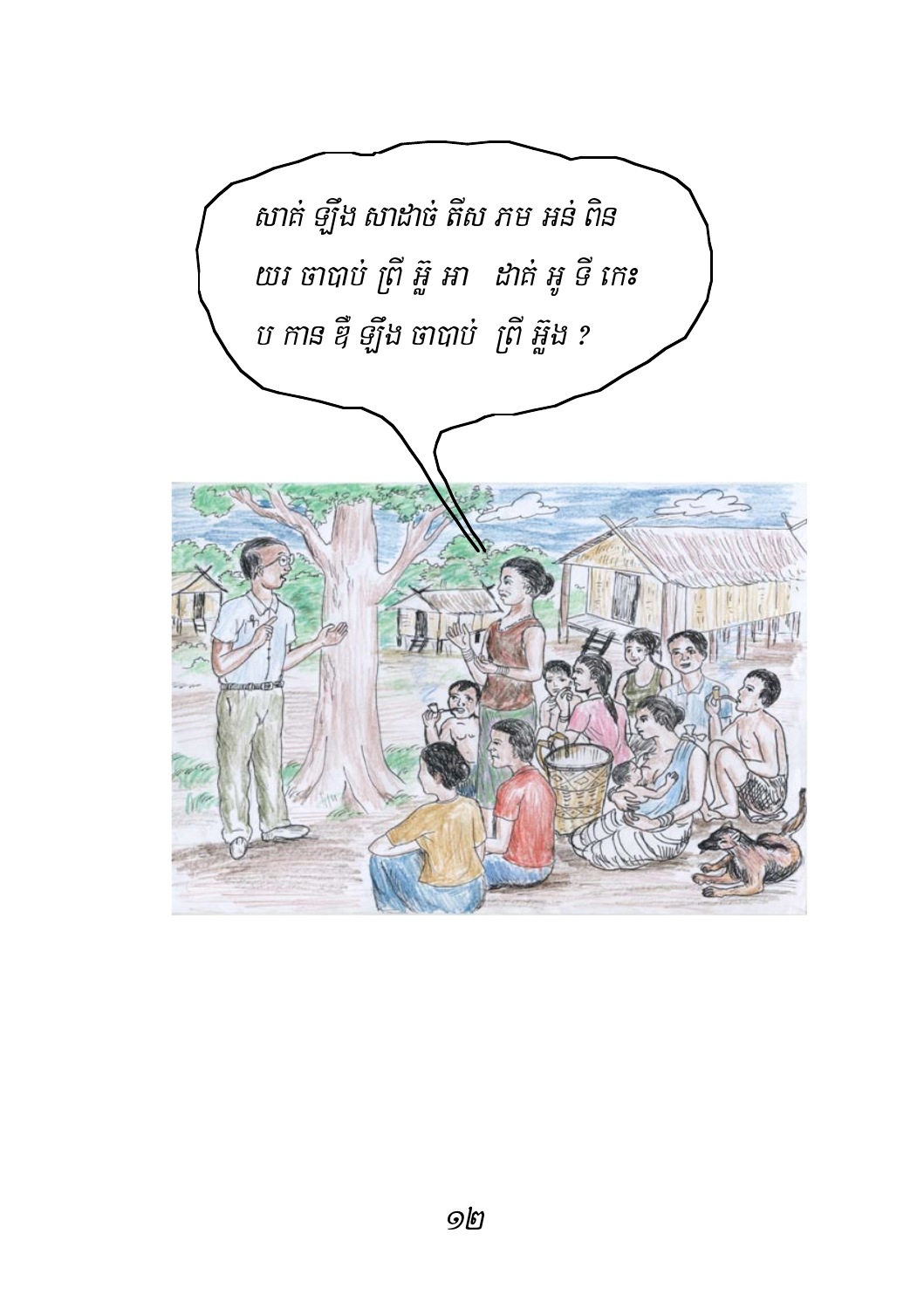សាត់ ឡឺង សាដាច់ តឹស ភម អន់ ពិន

យរ ចាបាប់ ព្រី អ៊្លី អា   ដាត់ អូ ទី កេះ

ប កាន ឌី ឡឺង ចាបាប់  ព្រី អ៊្លីង ?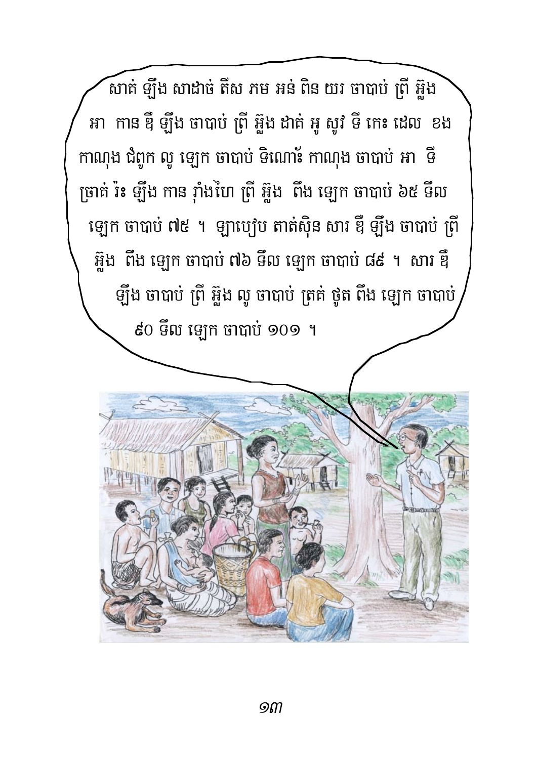សាគ់ ឡឹង សាដាច់ តឹស ភម អន់ ពិន យរ ចាបាប់ ព្រ៊ី អ្លឹង អា កាន ឌឺ ឡឹង ចាបាប់ ព្រ៊ី អ្លឹង ដាត់ អូ សូវ ទី កេះ ដេល ខង កាណុង ជំពូក លូ ឡេក ចាបាប់ ទិណោះ កាណុង ចាបាប់ អា ទី ច្រាគ់ រ៉ះ ឡឹង កាន ភ៉ាំងហៃ ព្រ៊ី អ្លឹង ពឹង ឡេក ចាបាប់ ៦៥ ទឹល ឡេក ចាបាប់ ៧៥ ។ ឡាបៀប គាត់ស៊ិន សារ ឌឺ ឡឹង ចាបាប់ ព្រ៊ី អ្លឹង ពឹង ឡេក ចាបាប់ ៧៦ ទឹល ឡេក ចាបាប់ ៨៩ ។ សារ ឌឺ ឡឹង ចាបាប់ ព្រ៊ី អ្លឹង លូ ចាបាប់ ត្រគ់ ថូត ពឹង ឡេក ចាបាប់ ៩០ ទឹល ឡេក ចាបាប់ ១០១ ។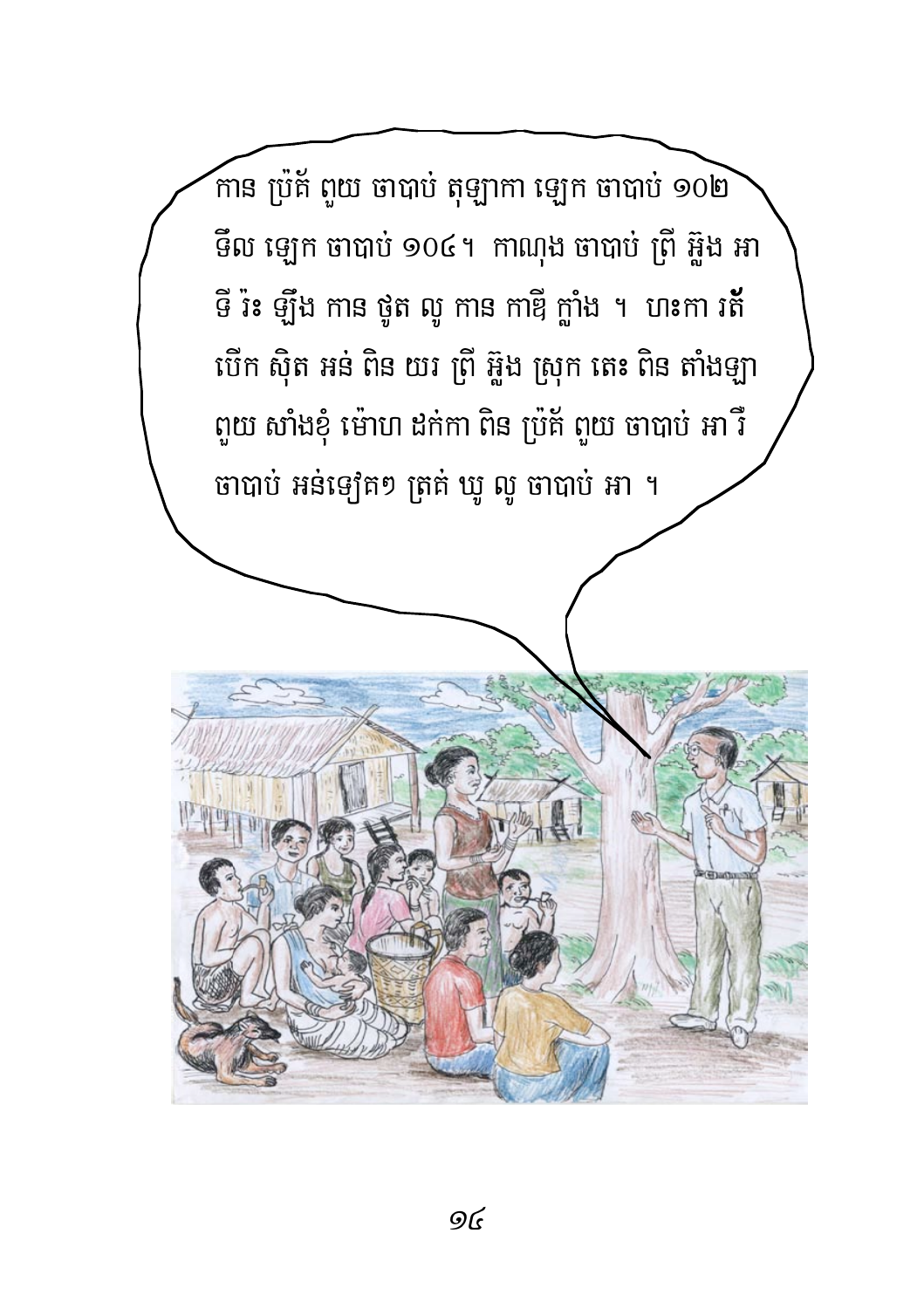កាន ប្រ៉ត៍ ពួយ ចាបាប់ តុឡាកា ឡេក ចាបាប់ ១០២ ទឹល ឡេក ចាបាប់ ១០៤។ កាណុង ចាបាប់ ព្រី អ៊្លង អា ទី រ៉ះ ឡឹង កាន ថូត លូ កាន កាឪ ក្លាំង ។ ឞះកា រត៍ បើក ស៊ិត អន់ ពិន យរ ព្រី អ៊្លង ស្រុក តេះ ពិន តាំងឡា ពួយ សាំងខុំ ម៉ោឞ ដក់កា ពិន ប្រ៉ត៍ ពួយ ចាបាប់ អា រី ចាបាប់ អន់ទៀត១ ត្រត់ ឃូ លូ ចាបាប់ អា ។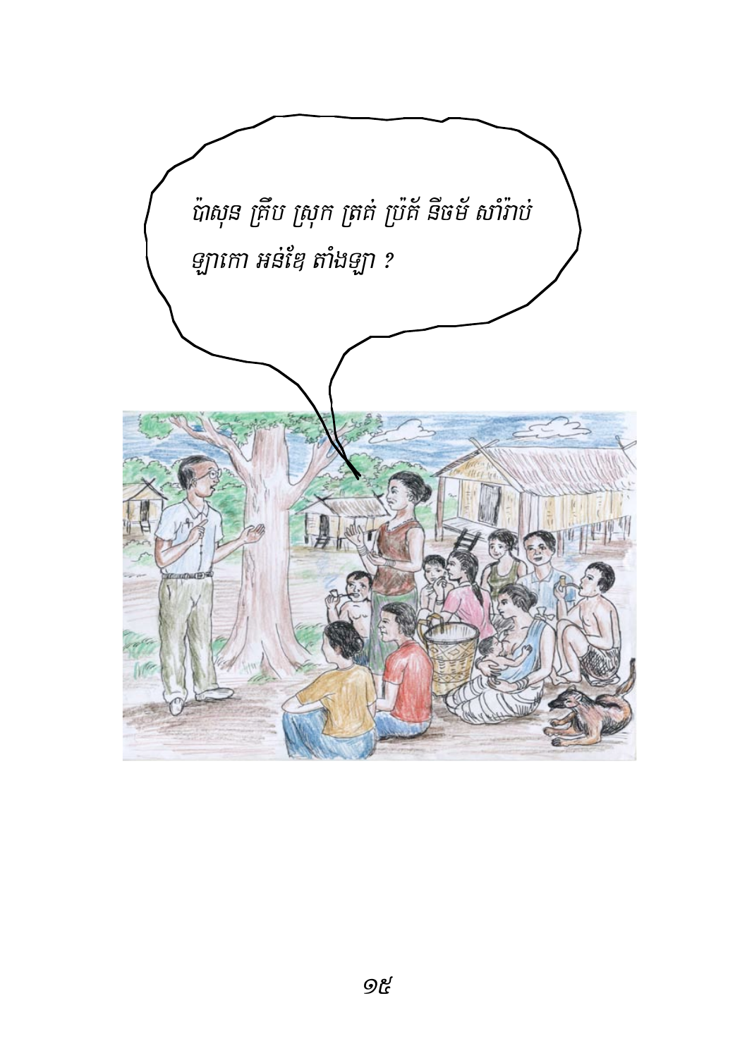ប៉ាសុន គ្រឹប ស្រុក ត្រត់ ប្រ៉ត័ នីចម័ សាំរ៉ាប់ ឡាកោ អន់ខ្មែ តាំងឡា ?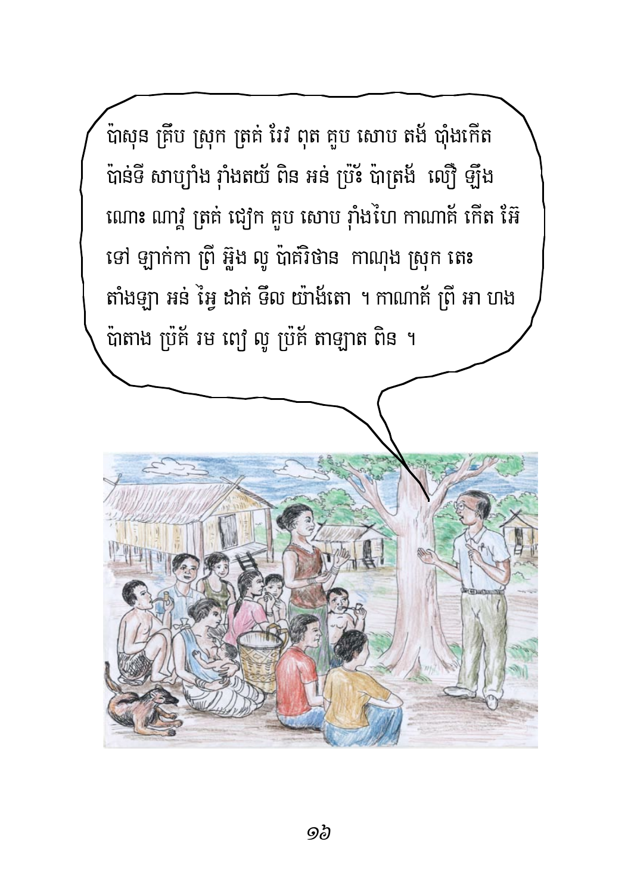ប៉ាសុន គ្រឹប ស្រុក ត្រគ់ វៃវ ពុត គួប សោប តង័ បុំងកើត ប៉ាន់ទី សាប្យាំង វ៉ាំងតយ៉ ពិន អន់ ប្រ៉ះ ប៉ាត្រង័  លឿ ឡឹង ណោះ ណាវ្គ ត្រគ់ ជៀក គួប សោប វ៉ាំងហៃ កាណាគ័ កើត អ៊ែ ទៅ ឡាក់កា ព្រី អ៊្លឹង លូ ប៉ាគិថាន  កាណុង ស្រុក តេះ តាំងឡា អន់ អៃ្វ ដាគ់ ទឹល យ៉ាង័តោ ។ កាណាគ័ ព្រី អា ហង ប៉ាតាង ប្រ៉គ័ រម ពៀ លូ ប្រ៉គ័ តាឡាត ពិន ។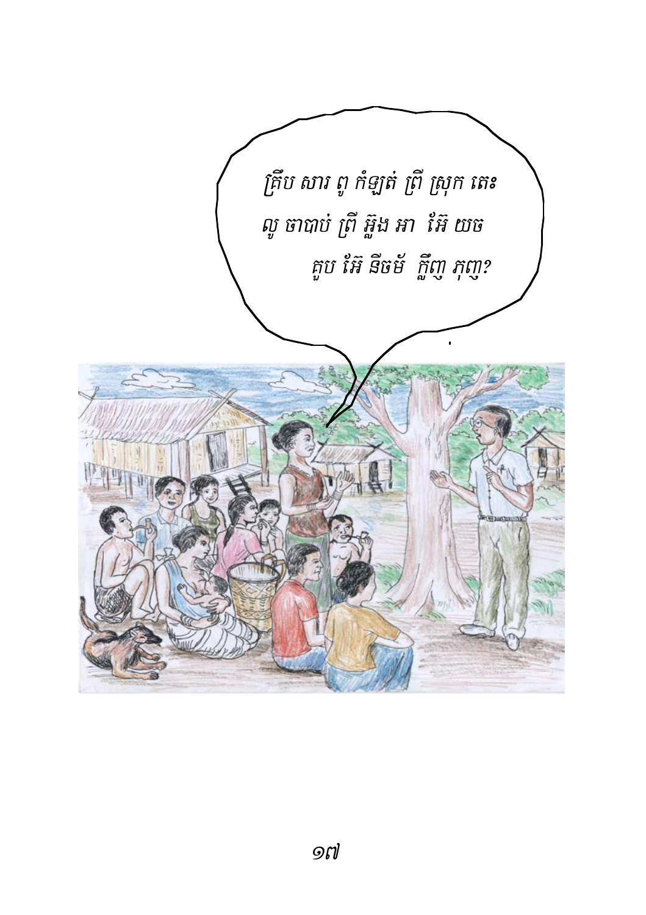គ្រឹប សារ ពូ កំឡត់ ព្រី ស្រុក តេះ
លូ ចាបាប់ ព្រី អ្លូង អា អ៊ែ យច
គួប អ៊ែ នីចម័ ក្លឹញ ភុញ?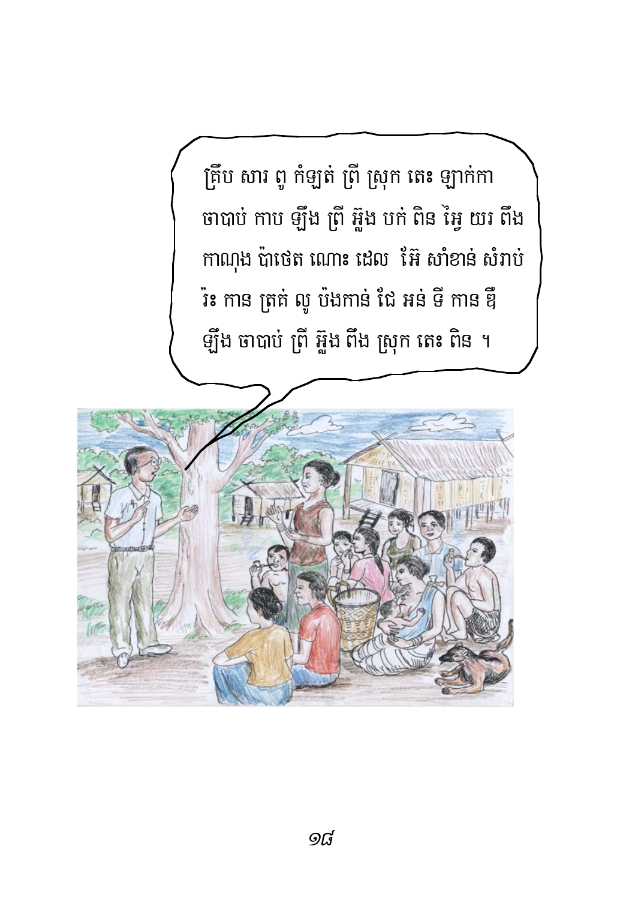គ្រឹប សារ ពូ កំឡត់ ព្រៃ ស្រុក តេះ ឡាក់កា
ចាបាប់ កាប ឡឹង ព្រៃ អ្លឹង បក់ ពិន អ្ហៃ យរ ពឹង
កាណុង ប៉ាថេត ណោះ ដេល អ៊ែ សាំខាន់ សំរាប់
រ៉ះ កាន ត្រគ់ លូ ប៉ងកាន់ ជៃ អន់ ទី កាន ឌឺ
ឡឹង ចាបាប់ ព្រៃ អ្លឹង ពឹង ស្រុក តេះ ពិន ។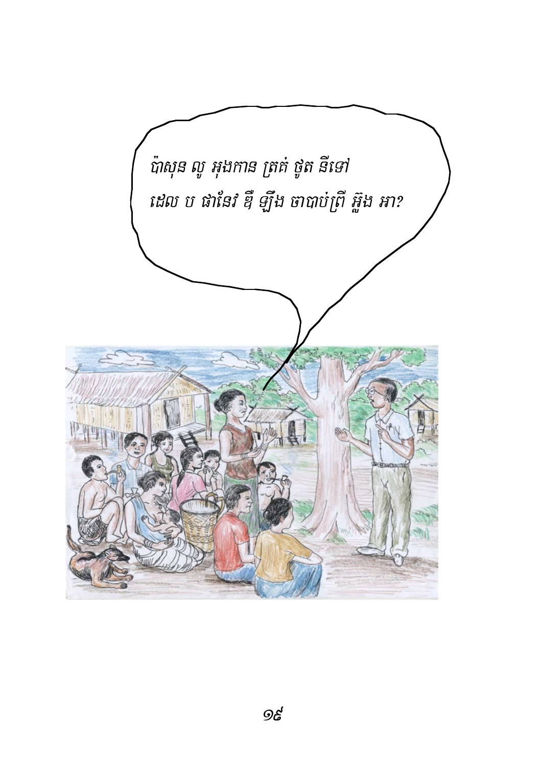ប៉ាសុន លូ អុងកាន ត្រគ់ ថូត នីទៅ
ដេល ប ផានែវ ឌឺ ឡឹង ចាបាប់ព្រី អ្លូង អា?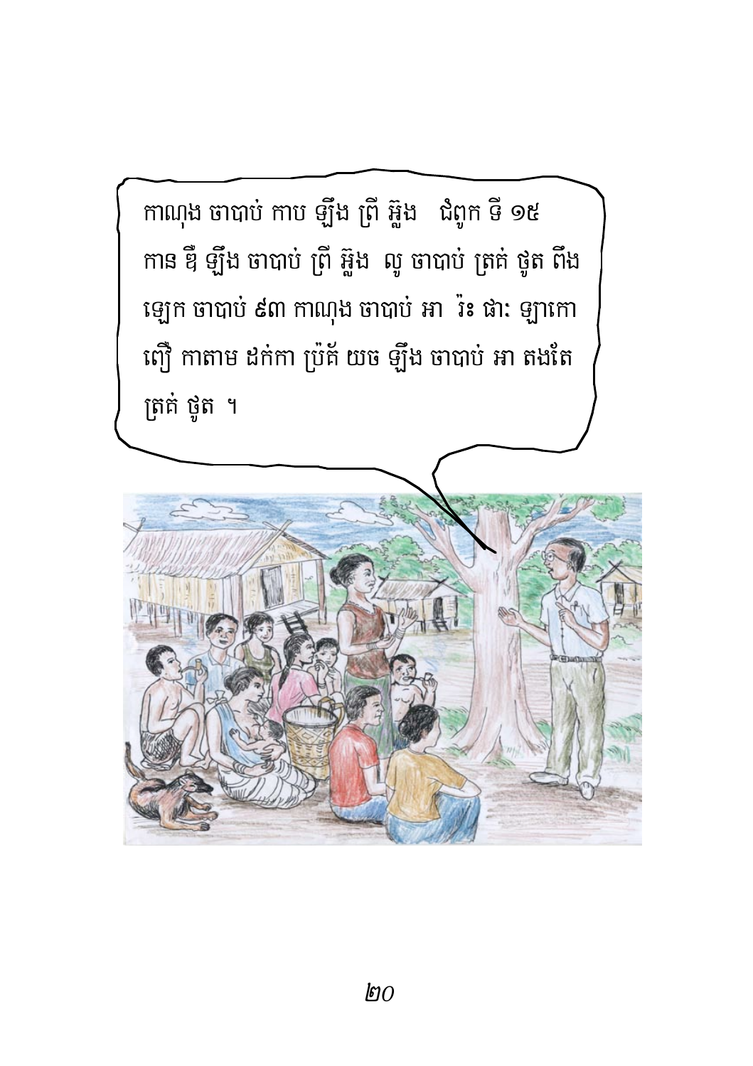កាណុង ចាបាប់ កាប ឡឹង ព្រី អ្លួង ជំពូក ទី ១៥ កាន ឪ ឡឹង ចាបាប់ ព្រី អ្លួង លូ ចាបាប់ ត្រគ់ ថូត ពឹង ឡៀក ចាបាប់ ៩៣ កាណុង ចាបាប់ អា រ៉ះ ផា: ឡាកោ ពឿ កាតាម ដក់កា ប្រ៉គ័ យច ឡឹង ចាបាប់ អា តងតែ ត្រគ់ ថូត ។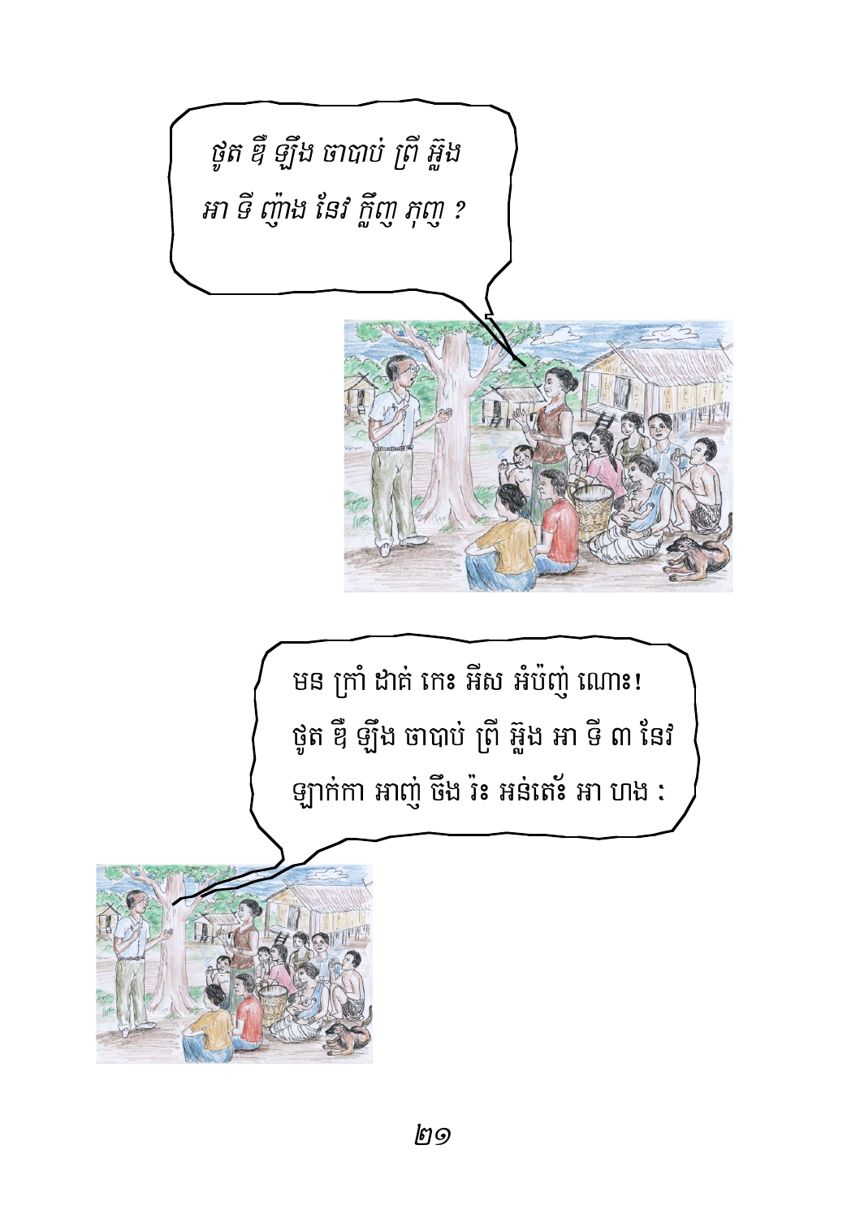ថ្ងូត ឌឺ ឡឹង ចាបាប់ ព្រី អ្លឹង
អា ទី ញ៉ាង នែវ ក្លីញ ភុញ ?

មន ក្រាំ ដាគ់ កេះ អឹស អំប៉ញ់ ណោះ!
ថ្ងូត ឌឺ ឡឹង ចាបាប់ ព្រី អ្លឹង អា ទី ៣ នែវ
ឡាក់កា អាញ់ ចឹង រ៉ះ អន់តេ៉ះ អា ហង :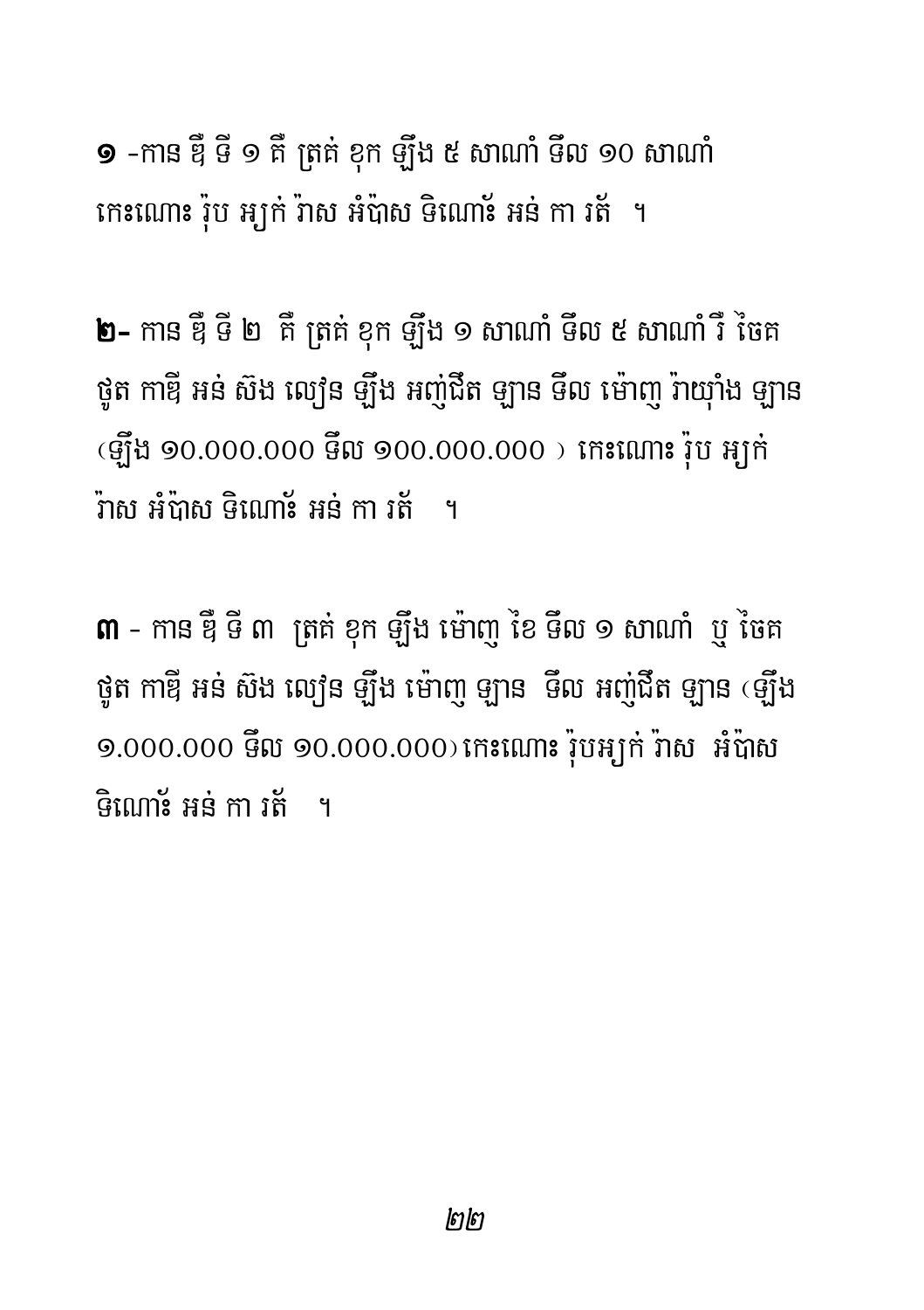**១** -កាន ឌី ទី ១ គឺ ត្រត់ ខុក ឡឹង ៥ សាណាំ ទឹល ១០ សាណាំ កេះណោះ រ៉ុប អ្យក់ រ៉ាស អំប៉ាស ទិណោ៎ះ អន់ កា រត័ ។

**២-** កាន ឌី ទី ២ គឺ ត្រត់ ខុក ឡឹង ១ សាណាំ ទឹល ៥ សាណាំ រឺ ចៃត ថូត កាឌី អន់ ស៊ង លៀន ឡឹង អញ់ជឹត ឡាន ទឹល ម៉ោញ រ៉ាយ៉ាំង ឡាន (ឡឹង ១០.០០០.០០០ ទឹល ១០០.០០០.០០០ ) កេះណោះ រ៉ុប អ្យក់ រ៉ាស អំប៉ាស ទិណោ៎ះ អន់ កា រត័ ។

**៣** - កាន ឌី ទី ៣ ត្រត់ ខុក ឡឹង ម៉ោញ ខៃ ទឹល ១ សាណាំ ឬ ចៃត ថូត កាឌី អន់ ស៊ង លៀន ឡឹង ម៉ោញ ឡាន ទឹល អញ់ជឹត ឡាន (ឡឹង ១.០០០.០០០ ទឹល ១០.០០០.០០០) កេះណោះ រ៉ុបអ្យក់ រ៉ាស អំប៉ាស ទិណោ៎ះ អន់ កា រត័ ។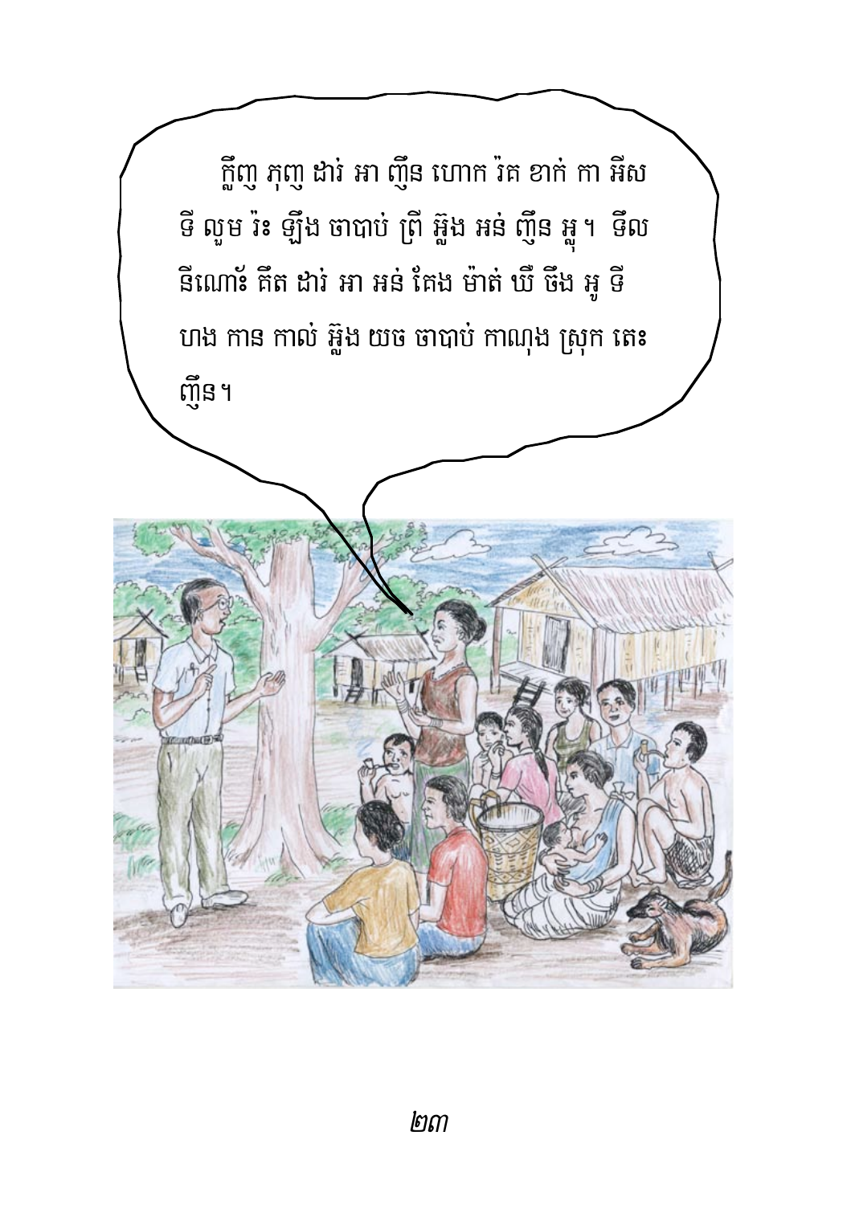ក្លីញ ភុញ ដារ់ អា ញឹន ហោក រ៉គ ខាក់ កា អីស ទី លួម រ៉ះ ឡឹង ចាបាប់ ព្រី អ្លូង អន់ ញឹន អ្ពុ។ ទឹល នីណោ៉ះ គឹត ដារ់ អា អន់ គែង ម៉ាត់ ឃី ចឹង អ្វូ ទី ហង កាន កាល់ អ្លឹង យច ចាបាប់ កាណុង ស្រុក តេះ ញឹន។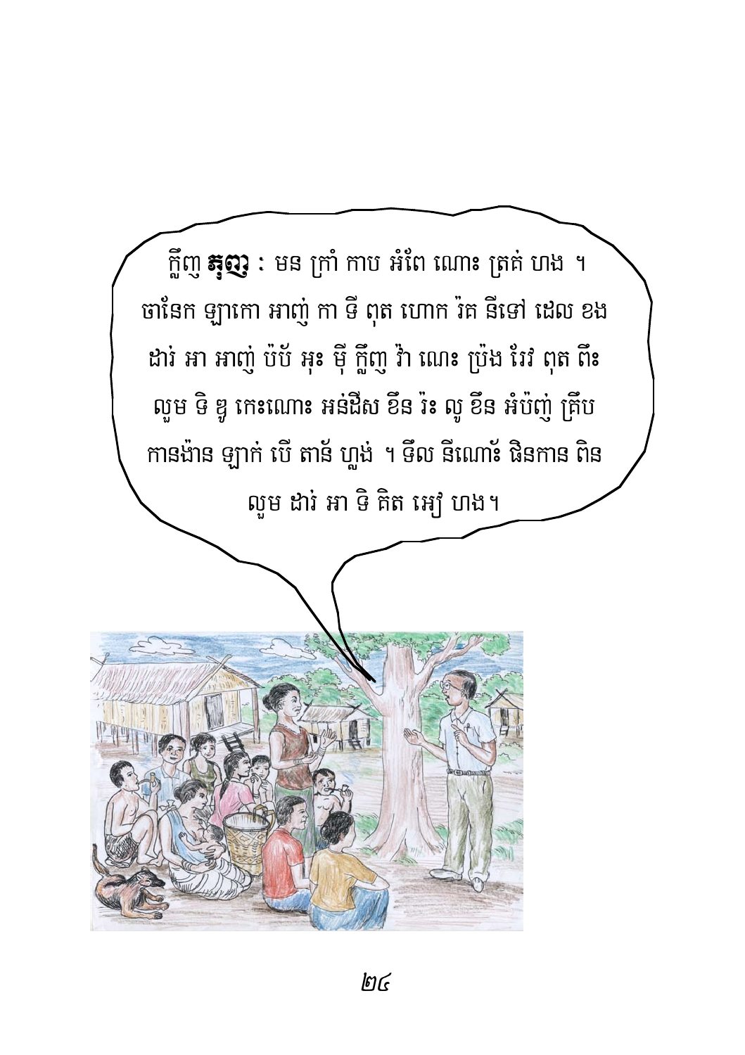ក្លឹញ **ត្មុញ** : មន ក្រាំ កាប អំពែ ណោះ ត្រត់ ហង ។ ចានែក ឡាកោ អាញ់ កា ទី ពុត ហោក រ៉េគ នីទៅ ដេល ខង ដាវ់ អា អាញ់ ប៉ប័ អុះ ម៉ុ ក្លឹញ វ៉ា ណោះ ប្រ៉ង វែវ ពុត ពីះ លួម ទិ ឌូ កេះណោះ អន់ជីស ខឹន រ៉ះ លូ ខឹន អំប៉ញ់ គ្រឹប កានង៉ាន ឡាក់ បើ តាន័ ហួង់ ។ ទឹល នីណោ៎ះ ផិនកាន ពិន លួម ដាវ់ អា ទិ គិត អៀ ហង។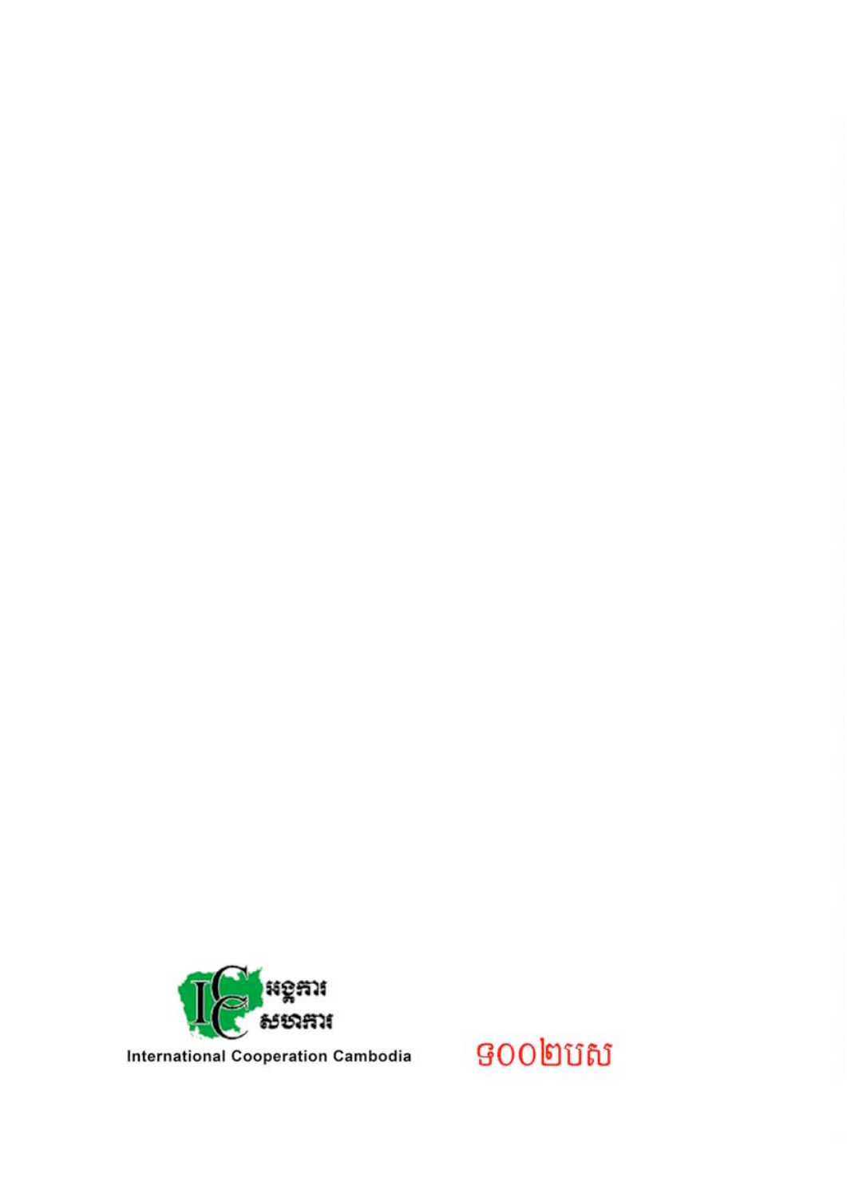អង្គការសហការ

International Cooperation Cambodia

៩០០២បស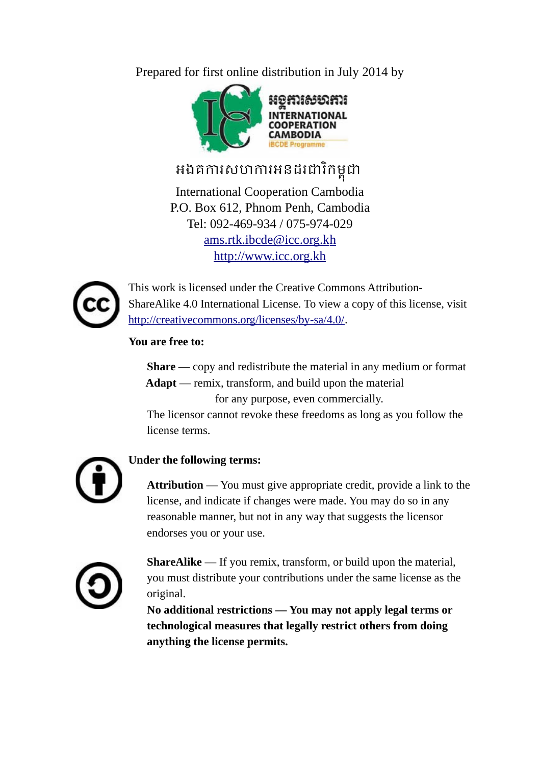Prepared for first online distribution in July 2014 by

អង្គការសហការអន្តរជាតិកម្ពុជា

International Cooperation Cambodia
P.O. Box 612, Phnom Penh, Cambodia
Tel: 092-469-934 / 075-974-029
ams.rtk.ibcde@icc.org.kh
http://www.icc.org.kh

This work is licensed under the Creative Commons Attribution-ShareAlike 4.0 International License. To view a copy of this license, visit http://creativecommons.org/licenses/by-sa/4.0/.

**You are free to:**

**Share** — copy and redistribute the material in any medium or format
**Adapt** — remix, transform, and build upon the material
for any purpose, even commercially.
The licensor cannot revoke these freedoms as long as you follow the license terms.

**Under the following terms:**

**Attribution** — You must give appropriate credit, provide a link to the license, and indicate if changes were made. You may do so in any reasonable manner, but not in any way that suggests the licensor endorses you or your use.

**ShareAlike** — If you remix, transform, or build upon the material, you must distribute your contributions under the same license as the original.
**No additional restrictions — You may not apply legal terms or technological measures that legally restrict others from doing anything the license permits.**